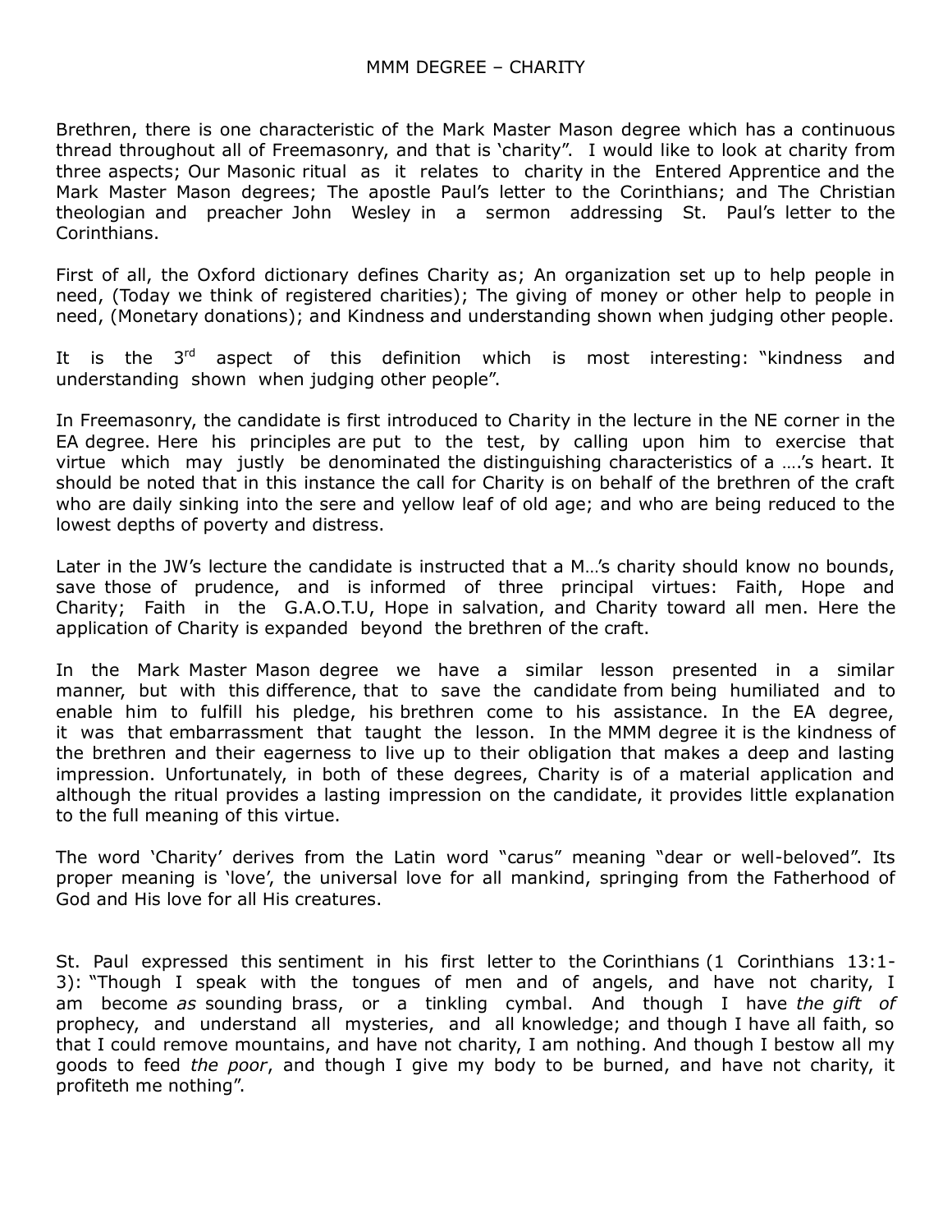# MMM DEGREE – CHARITY

Brethren, there is one characteristic of the Mark Master Mason degree which has a continuous thread throughout all of Freemasonry, and that is 'charity". I would like to look at charity from three aspects; Our Masonic ritual as it relates to charity in the Entered Apprentice and the Mark Master Mason degrees; The apostle Paul's letter to the Corinthians; and The Christian theologian and preacher John Wesley in a sermon addressing St. Paul's letter to the Corinthians.

First of all, the Oxford dictionary defines Charity as; An organization set up to help people in need, (Today we think of registered charities); The giving of money or other help to people in need, (Monetary donations); and Kindness and understanding shown when judging other people.

It is the 3rd aspect of this definition which is most interesting: "kindness and understanding shown when judging other people".

In Freemasonry, the candidate is first introduced to Charity in the lecture in the NE corner in the EA degree. Here his principles are put to the test, by calling upon him to exercise that virtue which may justly be denominated the distinguishing characteristics of a ….'s heart. It should be noted that in this instance the call for Charity is on behalf of the brethren of the craft who are daily sinking into the sere and yellow leaf of old age; and who are being reduced to the lowest depths of poverty and distress.

Later in the JW's lecture the candidate is instructed that a M…'s charity should know no bounds, save those of prudence, and is informed of three principal virtues: Faith, Hope and Charity; Faith in the G.A.O.T.U, Hope in salvation, and Charity toward all men. Here the application of Charity is expanded beyond the brethren of the craft.

In the Mark Master Mason degree we have a similar lesson presented in a similar manner, but with this difference, that to save the candidate from being humiliated and to enable him to fulfill his pledge, his brethren come to his assistance. In the EA degree, it was that embarrassment that taught the lesson. In the MMM degree it is the kindness of the brethren and their eagerness to live up to their obligation that makes a deep and lasting impression. Unfortunately, in both of these degrees, Charity is of a material application and although the ritual provides a lasting impression on the candidate, it provides little explanation to the full meaning of this virtue.

The word 'Charity' derives from the Latin word "carus" meaning "dear or well-beloved". Its proper meaning is 'love', the universal love for all mankind, springing from the Fatherhood of God and His love for all His creatures.

St. Paul expressed this sentiment in his first letter to the Corinthians (1 Corinthians 13:1-3): "Though I speak with the tongues of men and of angels, and have not charity, I am become *as* sounding brass, or a tinkling cymbal. And though I have *the gift of* prophecy, and understand all mysteries, and all knowledge; and though I have all faith, so that I could remove mountains, and have not charity, I am nothing. And though I bestow all my goods to feed *the poor*, and though I give my body to be burned, and have not charity, it profiteth me nothing".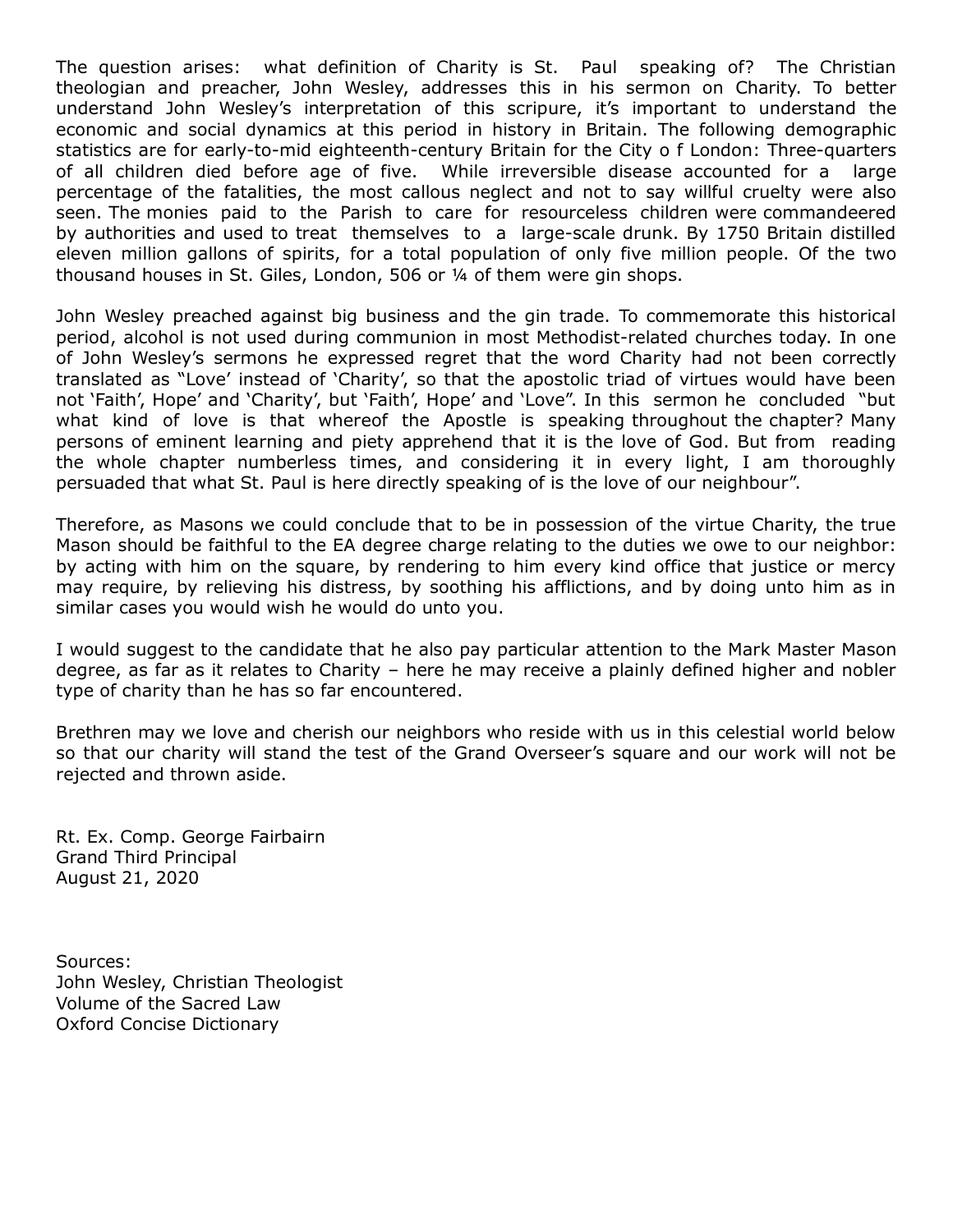The question arises: what definition of Charity is St. Paul speaking of? The Christian theologian and preacher, John Wesley, addresses this in his sermon on Charity. To better understand John Wesley's interpretation of this scripure, it's important to understand the economic and social dynamics at this period in history in Britain. The following demographic statistics are for early-to-mid eighteenth-century Britain for the City o f London: Three-quarters of all children died before age of five. While irreversible disease accounted for a large percentage of the fatalities, the most callous neglect and not to say willful cruelty were also seen. The monies paid to the Parish to care for resourceless children were commandeered by authorities and used to treat themselves to a large-scale drunk. By 1750 Britain distilled eleven million gallons of spirits, for a total population of only five million people. Of the two thousand houses in St. Giles, London, 506 or ¼ of them were gin shops.

John Wesley preached against big business and the gin trade. To commemorate this historical period, alcohol is not used during communion in most Methodist-related churches today. In one of John Wesley's sermons he expressed regret that the word Charity had not been correctly translated as "Love' instead of 'Charity', so that the apostolic triad of virtues would have been not 'Faith', Hope' and 'Charity', but 'Faith', Hope' and 'Love". In this sermon he concluded "but what kind of love is that whereof the Apostle is speaking throughout the chapter? Many persons of eminent learning and piety apprehend that it is the love of God. But from reading the whole chapter numberless times, and considering it in every light, I am thoroughly persuaded that what St. Paul is here directly speaking of is the love of our neighbour".

Therefore, as Masons we could conclude that to be in possession of the virtue Charity, the true Mason should be faithful to the EA degree charge relating to the duties we owe to our neighbor: by acting with him on the square, by rendering to him every kind office that justice or mercy may require, by relieving his distress, by soothing his afflictions, and by doing unto him as in similar cases you would wish he would do unto you.

I would suggest to the candidate that he also pay particular attention to the Mark Master Mason degree, as far as it relates to Charity – here he may receive a plainly defined higher and nobler type of charity than he has so far encountered.

Brethren may we love and cherish our neighbors who reside with us in this celestial world below so that our charity will stand the test of the Grand Overseer's square and our work will not be rejected and thrown aside.

Rt. Ex. Comp. George Fairbairn
Grand Third Principal
August 21, 2020

Sources:
John Wesley, Christian Theologist
Volume of the Sacred Law
Oxford Concise Dictionary